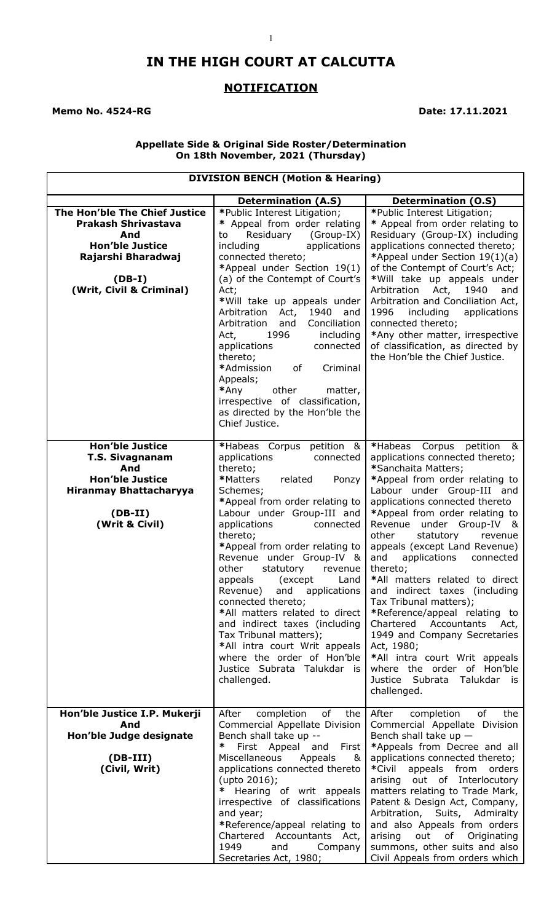# IN THE HIGH COURT AT CALCUTTA

## NOTIFICATION

**Memo No. 4524-RG** **Date: 17.11.2021**

**Appellate Side & Original Side Roster/Determination**
**On 18th November, 2021 (Thursday)**

| **DIVISION BENCH (Motion & Hearing)** | | |
|---|---|---|
| | **Determination (A.S)** | **Determination (O.S)** |
| **The Hon'ble The Chief Justice Prakash Shrivastava And Hon'ble Justice Rajarshi Bharadwaj (DB-I) (Writ, Civil & Criminal)** | *Public Interest Litigation;<br>* Appeal from order relating to Residuary (Group-IX) including applications connected thereto;<br>*Appeal under Section 19(1)(a) of the Contempt of Court's Act;<br>*Will take up appeals under Arbitration Act, 1940 and Arbitration and Conciliation Act, 1996 including applications connected thereto;<br>*Admission of Criminal Appeals;<br>*Any other matter, irrespective of classification, as directed by the Hon'ble the Chief Justice. | *Public Interest Litigation;<br>* Appeal from order relating to Residuary (Group-IX) including applications connected thereto;<br>*Appeal under Section 19(1)(a) of the Contempt of Court's Act;<br>*Will take up appeals under Arbitration Act, 1940 and Arbitration and Conciliation Act, 1996 including applications connected thereto;<br>*Any other matter, irrespective of classification, as directed by the Hon'ble the Chief Justice. |
| **Hon'ble Justice T.S. Sivagnanam And Hon'ble Justice Hiranmay Bhattacharyya (DB-II) (Writ & Civil)** | *Habeas Corpus petition & applications connected thereto;<br>*Matters related Ponzy Schemes;<br>*Appeal from order relating to Labour under Group-III and applications connected thereto;<br>*Appeal from order relating to Revenue under Group-IV & other statutory revenue appeals (except Land Revenue) and applications connected thereto;<br>*All matters related to direct and indirect taxes (including Tax Tribunal matters);<br>*All intra court Writ appeals where the order of Hon'ble Justice Subrata Talukdar is challenged. | *Habeas Corpus petition & applications connected thereto;<br>*Sanchaita Matters;<br>*Appeal from order relating to Labour under Group-III and applications connected thereto<br>*Appeal from order relating to Revenue under Group-IV & other statutory revenue appeals (except Land Revenue) and applications connected thereto;<br>*All matters related to direct and indirect taxes (including Tax Tribunal matters);<br>*Reference/appeal relating to Chartered Accountants Act, 1949 and Company Secretaries Act, 1980;<br>*All intra court Writ appeals where the order of Hon'ble Justice Subrata Talukdar is challenged. |
| **Hon'ble Justice I.P. Mukerji And Hon'ble Judge designate (DB-III) (Civil, Writ)** | After completion of the Commercial Appellate Division Bench shall take up --<br>* First Appeal and First Miscellaneous Appeals & applications connected thereto (upto 2016);<br>* Hearing of writ appeals irrespective of classifications and year;<br>*Reference/appeal relating to Chartered Accountants Act, 1949 and Company Secretaries Act, 1980; | After completion of the Commercial Appellate Division Bench shall take up —<br>*Appeals from Decree and all applications connected thereto;<br>*Civil appeals from orders arising out of Interlocutory matters relating to Trade Mark, Patent & Design Act, Company, Arbitration, Suits, Admiralty and also Appeals from orders arising out of Originating summons, other suits and also Civil Appeals from orders which |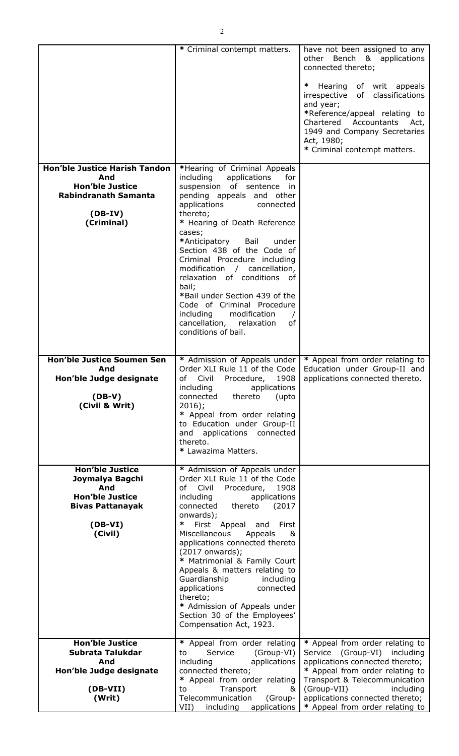| | | |
|---|---|---|
| | * Criminal contempt matters. | have not been assigned to any other Bench & applications connected thereto;<br><br>* Hearing of writ appeals irrespective of classifications and year;<br>*Reference/appeal relating to Chartered Accountants Act, 1949 and Company Secretaries Act, 1980;<br>* Criminal contempt matters. |
| **Hon'ble Justice Harish Tandon And Hon'ble Justice Rabindranath Samanta**<br><br>**(DB-IV) (Criminal)** | *Hearing of Criminal Appeals including applications for suspension of sentence in pending appeals and other applications connected thereto;<br>* Hearing of Death Reference cases;<br>*Anticipatory Bail under Section 438 of the Code of Criminal Procedure including modification / cancellation, relaxation of conditions of bail;<br>*Bail under Section 439 of the Code of Criminal Procedure including modification / cancellation, relaxation of conditions of bail. | |
| **Hon'ble Justice Soumen Sen And Hon'ble Judge designate**<br><br>**(DB-V) (Civil & Writ)** | * Admission of Appeals under Order XLI Rule 11 of the Code of Civil Procedure, 1908 including applications connected thereto (upto 2016);<br>* Appeal from order relating to Education under Group-II and applications connected thereto.<br>* Lawazima Matters. | * Appeal from order relating to Education under Group-II and applications connected thereto. |
| **Hon'ble Justice Joymalya Bagchi And Hon'ble Justice Bivas Pattanayak**<br><br>**(DB-VI) (Civil)** | * Admission of Appeals under Order XLI Rule 11 of the Code of Civil Procedure, 1908 including applications connected thereto (2017 onwards);<br>* First Appeal and First Miscellaneous Appeals & applications connected thereto (2017 onwards);<br>* Matrimonial & Family Court Appeals & matters relating to Guardianship including applications connected thereto;<br>* Admission of Appeals under Section 30 of the Employees' Compensation Act, 1923. | |
| **Hon'ble Justice Subrata Talukdar And Hon'ble Judge designate**<br><br>**(DB-VII) (Writ)** | * Appeal from order relating to Service (Group-VI) including applications connected thereto;<br>* Appeal from order relating to Transport & Telecommunication (Group-VII) including applications | * Appeal from order relating to Service (Group-VI) including applications connected thereto;<br>* Appeal from order relating to Transport & Telecommunication (Group-VII) including applications connected thereto;<br>* Appeal from order relating to |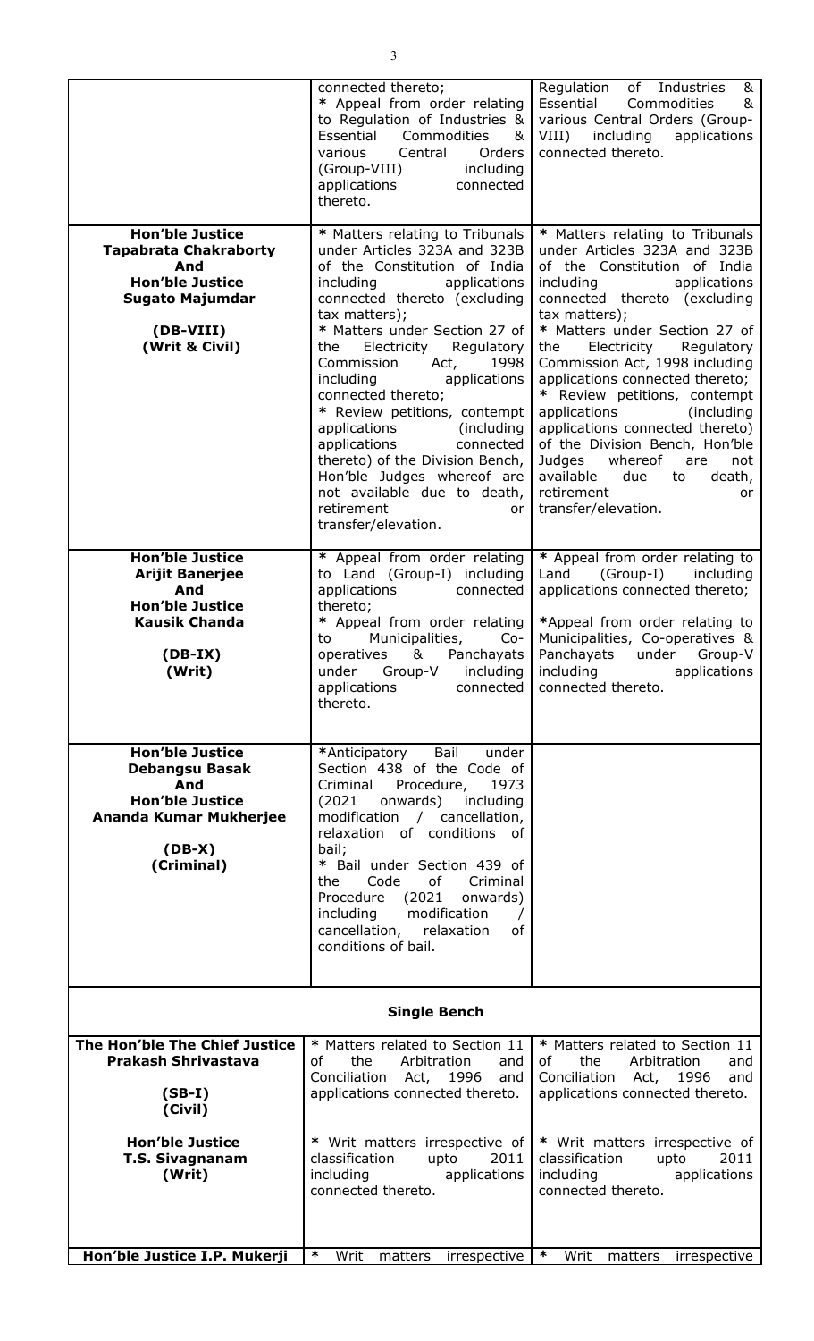| | | |
|---|---|---|
| | connected thereto;<br>* Appeal from order relating to Regulation of Industries & Essential Commodities & various Central Orders (Group-VIII) including applications connected thereto. | Regulation of Industries & Essential Commodities & various Central Orders (Group-VIII) including applications connected thereto. |
| **Hon'ble Justice Tapabrata Chakraborty And Hon'ble Justice Sugato Majumdar**<br><br>**(DB-VIII) (Writ & Civil)** | * Matters relating to Tribunals under Articles 323A and 323B of the Constitution of India including applications connected thereto (excluding tax matters);<br>* Matters under Section 27 of the Electricity Regulatory Commission Act, 1998 including applications connected thereto;<br>* Review petitions, contempt applications (including applications connected thereto) of the Division Bench, Hon'ble Judges whereof are not available due to death, retirement or transfer/elevation. | * Matters relating to Tribunals under Articles 323A and 323B of the Constitution of India including applications connected thereto (excluding tax matters);<br>* Matters under Section 27 of the Electricity Regulatory Commission Act, 1998 including applications connected thereto;<br>* Review petitions, contempt applications (including applications connected thereto) of the Division Bench, Hon'ble Judges whereof are not available due to death, retirement or transfer/elevation. |
| **Hon'ble Justice Arijit Banerjee And Hon'ble Justice Kausik Chanda**<br><br>**(DB-IX) (Writ)** | * Appeal from order relating to Land (Group-I) including applications connected thereto;<br>* Appeal from order relating to Municipalities, Co-operatives & Panchayats under Group-V including applications connected thereto. | * Appeal from order relating to Land (Group-I) including applications connected thereto;<br>*Appeal from order relating to Municipalities, Co-operatives & Panchayats under Group-V including applications connected thereto. |
| **Hon'ble Justice Debangsu Basak And Hon'ble Justice Ananda Kumar Mukherjee**<br><br>**(DB-X) (Criminal)** | *Anticipatory Bail under Section 438 of the Code of Criminal Procedure, 1973 (2021 onwards) including modification / cancellation, relaxation of conditions of bail;<br>* Bail under Section 439 of the Code of Criminal Procedure (2021 onwards) including modification / cancellation, relaxation of conditions of bail. | |
| | **Single Bench** | |
| **The Hon'ble The Chief Justice Prakash Shrivastava**<br><br>**(SB-I) (Civil)** | * Matters related to Section 11 of the Arbitration and Conciliation Act, 1996 and applications connected thereto. | * Matters related to Section 11 of the Arbitration and Conciliation Act, 1996 and applications connected thereto. |
| **Hon'ble Justice T.S. Sivagnanam (Writ)** | * Writ matters irrespective of classification upto 2011 including applications connected thereto. | * Writ matters irrespective of classification upto 2011 including applications connected thereto. |
| **Hon'ble Justice I.P. Mukerji** | * Writ matters irrespective | * Writ matters irrespective |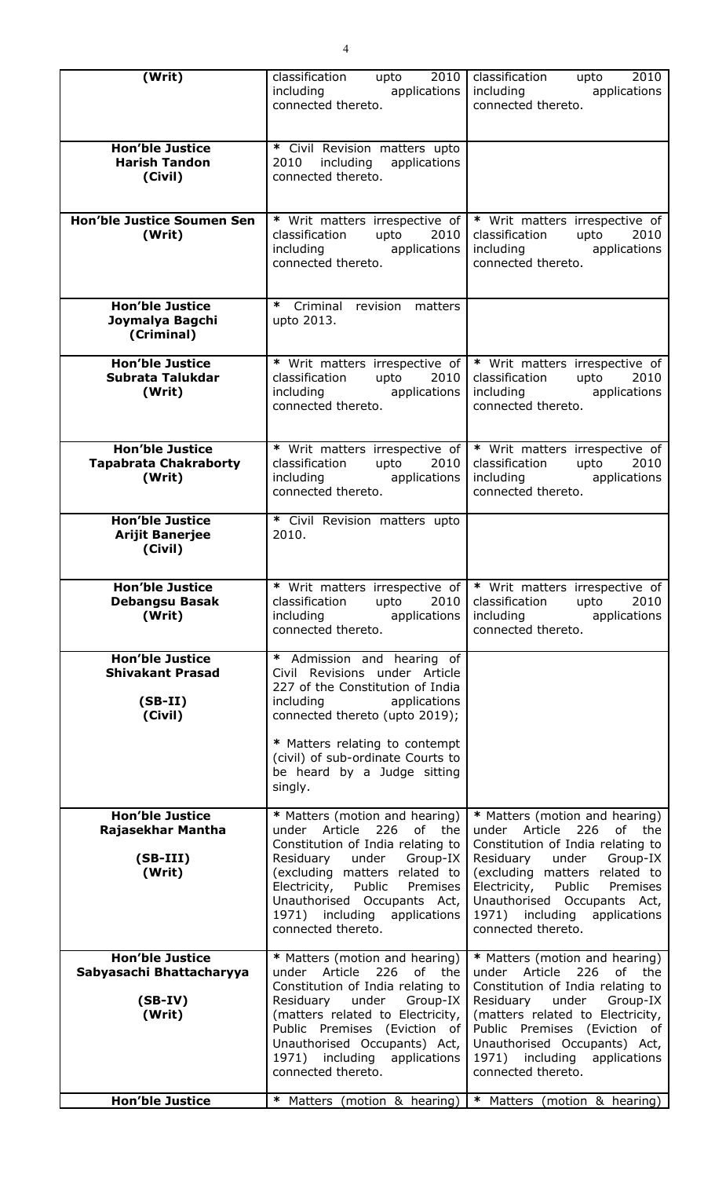| | | |
|---|---|---|
| **(Writ)** | classification upto 2010 including applications connected thereto. | classification upto 2010 including applications connected thereto. |
| **Hon'ble Justice Harish Tandon (Civil)** | * Civil Revision matters upto 2010 including applications connected thereto. | |
| **Hon'ble Justice Soumen Sen (Writ)** | * Writ matters irrespective of classification upto 2010 including applications connected thereto. | * Writ matters irrespective of classification upto 2010 including applications connected thereto. |
| **Hon'ble Justice Joymalya Bagchi (Criminal)** | * Criminal revision matters upto 2013. | |
| **Hon'ble Justice Subrata Talukdar (Writ)** | * Writ matters irrespective of classification upto 2010 including applications connected thereto. | * Writ matters irrespective of classification upto 2010 including applications connected thereto. |
| **Hon'ble Justice Tapabrata Chakraborty (Writ)** | * Writ matters irrespective of classification upto 2010 including applications connected thereto. | * Writ matters irrespective of classification upto 2010 including applications connected thereto. |
| **Hon'ble Justice Arijit Banerjee (Civil)** | * Civil Revision matters upto 2010. | |
| **Hon'ble Justice Debangsu Basak (Writ)** | * Writ matters irrespective of classification upto 2010 including applications connected thereto. | * Writ matters irrespective of classification upto 2010 including applications connected thereto. |
| **Hon'ble Justice Shivakant Prasad (SB-II) (Civil)** | * Admission and hearing of Civil Revisions under Article 227 of the Constitution of India including applications connected thereto (upto 2019); * Matters relating to contempt (civil) of sub-ordinate Courts to be heard by a Judge sitting singly. | |
| **Hon'ble Justice Rajasekhar Mantha (SB-III) (Writ)** | * Matters (motion and hearing) under Article 226 of the Constitution of India relating to Residuary under Group-IX (excluding matters related to Electricity, Public Premises Unauthorised Occupants Act, 1971) including applications connected thereto. | * Matters (motion and hearing) under Article 226 of the Constitution of India relating to Residuary under Group-IX (excluding matters related to Electricity, Public Premises Unauthorised Occupants Act, 1971) including applications connected thereto. |
| **Hon'ble Justice Sabyasachi Bhattacharyya (SB-IV) (Writ)** | * Matters (motion and hearing) under Article 226 of the Constitution of India relating to Residuary under Group-IX (matters related to Electricity, Public Premises (Eviction of Unauthorised Occupants) Act, 1971) including applications connected thereto. | * Matters (motion and hearing) under Article 226 of the Constitution of India relating to Residuary under Group-IX (matters related to Electricity, Public Premises (Eviction of Unauthorised Occupants) Act, 1971) including applications connected thereto. |
| **Hon'ble Justice** | * Matters (motion & hearing) | * Matters (motion & hearing) |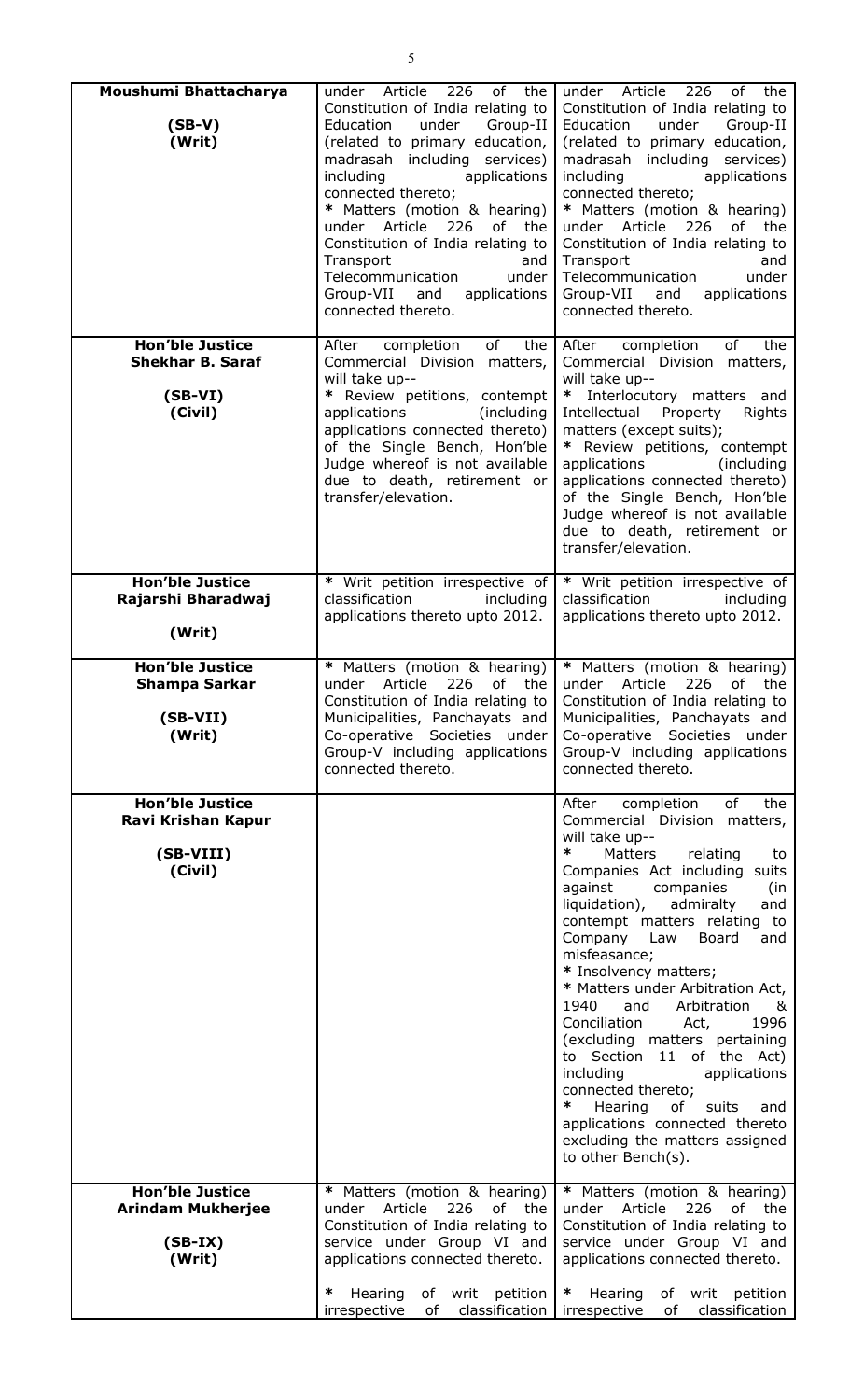| | | |
|---|---|---|
| **Moushumi Bhattacharya**<br><br>**(SB-V)**<br>**(Writ)** | under Article 226 of the Constitution of India relating to Education under Group-II (related to primary education, madrasah including services) including applications connected thereto;<br>* Matters (motion & hearing) under Article 226 of the Constitution of India relating to Transport and Telecommunication under Group-VII and applications connected thereto. | under Article 226 of the Constitution of India relating to Education under Group-II (related to primary education, madrasah including services) including applications connected thereto;<br>* Matters (motion & hearing) under Article 226 of the Constitution of India relating to Transport and Telecommunication under Group-VII and applications connected thereto. |
| **Hon'ble Justice**<br>**Shekhar B. Saraf**<br><br>**(SB-VI)**<br>**(Civil)** | After completion of the Commercial Division matters, will take up--<br>* Review petitions, contempt applications (including applications connected thereto) of the Single Bench, Hon'ble Judge whereof is not available due to death, retirement or transfer/elevation. | After completion of the Commercial Division matters, will take up--<br>* Interlocutory matters and Intellectual Property Rights matters (except suits);<br>* Review petitions, contempt applications (including applications connected thereto) of the Single Bench, Hon'ble Judge whereof is not available due to death, retirement or transfer/elevation. |
| **Hon'ble Justice**<br>**Rajarshi Bharadwaj**<br><br>**(Writ)** | * Writ petition irrespective of classification including applications thereto upto 2012. | * Writ petition irrespective of classification including applications thereto upto 2012. |
| **Hon'ble Justice**<br>**Shampa Sarkar**<br><br>**(SB-VII)**<br>**(Writ)** | * Matters (motion & hearing) under Article 226 of the Constitution of India relating to Municipalities, Panchayats and Co-operative Societies under Group-V including applications connected thereto. | * Matters (motion & hearing) under Article 226 of the Constitution of India relating to Municipalities, Panchayats and Co-operative Societies under Group-V including applications connected thereto. |
| **Hon'ble Justice**<br>**Ravi Krishan Kapur**<br><br>**(SB-VIII)**<br>**(Civil)** | | After completion of the Commercial Division matters, will take up--<br>* Matters relating to Companies Act including suits against companies (in liquidation), admiralty and contempt matters relating to Company Law Board and misfeasance;<br>* Insolvency matters;<br>* Matters under Arbitration Act, 1940 and Arbitration & Conciliation Act, 1996 (excluding matters pertaining to Section 11 of the Act) including applications connected thereto;<br>* Hearing of suits and applications connected thereto excluding the matters assigned to other Bench(s). |
| **Hon'ble Justice**<br>**Arindam Mukherjee**<br><br>**(SB-IX)**<br>**(Writ)** | * Matters (motion & hearing) under Article 226 of the Constitution of India relating to service under Group VI and applications connected thereto.<br><br>* Hearing of writ petition irrespective of classification | * Matters (motion & hearing) under Article 226 of the Constitution of India relating to service under Group VI and applications connected thereto.<br><br>* Hearing of writ petition irrespective of classification |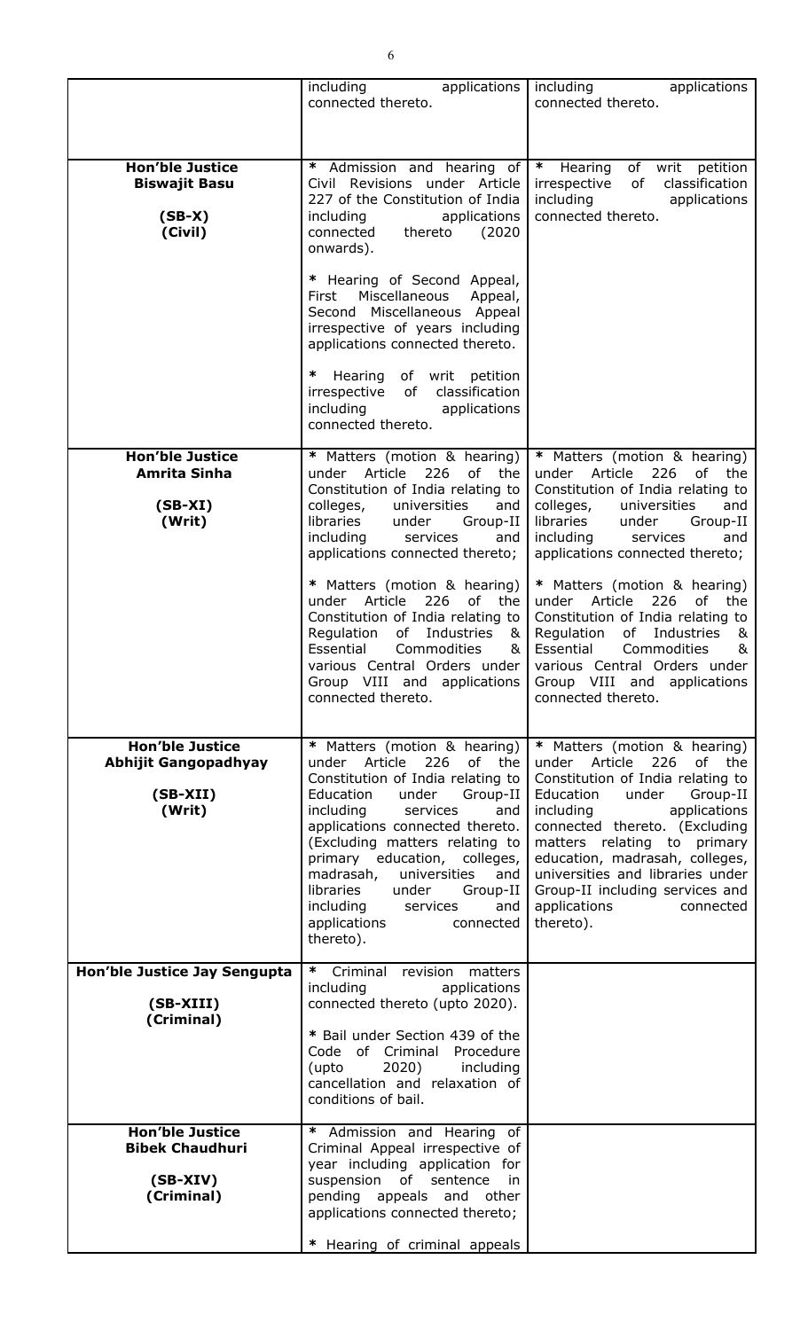| | | |
|---|---|---|
| | including applications connected thereto. | including applications connected thereto. |
| **Hon'ble Justice Biswajit Basu**<br><br>**(SB-X)**<br>**(Civil)** | * Admission and hearing of Civil Revisions under Article 227 of the Constitution of India including applications connected thereto (2020 onwards).<br><br>* Hearing of Second Appeal, First Miscellaneous Appeal, Second Miscellaneous Appeal irrespective of years including applications connected thereto.<br><br>* Hearing of writ petition irrespective of classification including applications connected thereto. | * Hearing of writ petition irrespective of classification including applications connected thereto. |
| **Hon'ble Justice Amrita Sinha**<br><br>**(SB-XI)**<br>**(Writ)** | * Matters (motion & hearing) under Article 226 of the Constitution of India relating to colleges, universities and libraries under Group-II including services and applications connected thereto;<br><br>* Matters (motion & hearing) under Article 226 of the Constitution of India relating to Regulation of Industries & Essential Commodities & various Central Orders under Group VIII and applications connected thereto. | * Matters (motion & hearing) under Article 226 of the Constitution of India relating to colleges, universities and libraries under Group-II including services and applications connected thereto;<br><br>* Matters (motion & hearing) under Article 226 of the Constitution of India relating to Regulation of Industries & Essential Commodities & various Central Orders under Group VIII and applications connected thereto. |
| **Hon'ble Justice Abhijit Gangopadhyay**<br><br>**(SB-XII)**<br>**(Writ)** | * Matters (motion & hearing) under Article 226 of the Constitution of India relating to Education under Group-II including services and applications connected thereto. (Excluding matters relating to primary education, colleges, madrasah, universities and libraries under Group-II including services and applications connected thereto). | * Matters (motion & hearing) under Article 226 of the Constitution of India relating to Education under Group-II including applications connected thereto. (Excluding matters relating to primary education, madrasah, colleges, universities and libraries under Group-II including services and applications connected thereto). |
| **Hon'ble Justice Jay Sengupta**<br><br>**(SB-XIII)**<br>**(Criminal)** | * Criminal revision matters including applications connected thereto (upto 2020).<br><br>* Bail under Section 439 of the Code of Criminal Procedure (upto 2020) including cancellation and relaxation of conditions of bail. | |
| **Hon'ble Justice Bibek Chaudhuri**<br><br>**(SB-XIV)**<br>**(Criminal)** | * Admission and Hearing of Criminal Appeal irrespective of year including application for suspension of sentence in pending appeals and other applications connected thereto;<br><br>* Hearing of criminal appeals | |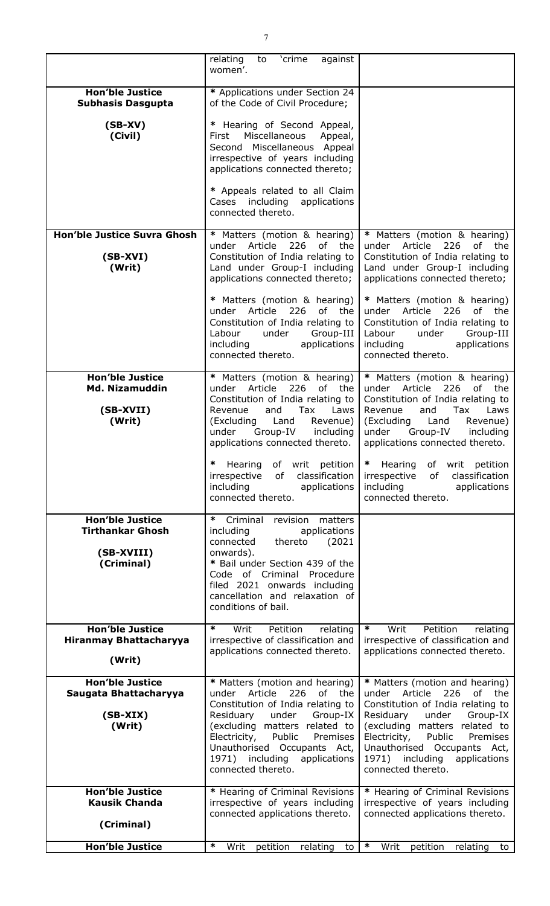| | | |
|---|---|---|
| | relating to 'crime against women'. | |
| **Hon'ble Justice Subhasis Dasgupta**<br><br>**(SB-XV)**<br>**(Civil)** | * Applications under Section 24 of the Code of Civil Procedure;<br><br>* Hearing of Second Appeal, First Miscellaneous Appeal, Second Miscellaneous Appeal irrespective of years including applications connected thereto;<br><br>* Appeals related to all Claim Cases including applications connected thereto. | |
| **Hon'ble Justice Suvra Ghosh**<br><br>**(SB-XVI)**<br>**(Writ)** | * Matters (motion & hearing) under Article 226 of the Constitution of India relating to Land under Group-I including applications connected thereto;<br><br>* Matters (motion & hearing) under Article 226 of the Constitution of India relating to Labour under Group-III including applications connected thereto. | * Matters (motion & hearing) under Article 226 of the Constitution of India relating to Land under Group-I including applications connected thereto;<br><br>* Matters (motion & hearing) under Article 226 of the Constitution of India relating to Labour under Group-III including applications connected thereto. |
| **Hon'ble Justice Md. Nizamuddin**<br><br>**(SB-XVII)**<br>**(Writ)** | * Matters (motion & hearing) under Article 226 of the Constitution of India relating to Revenue and Tax Laws (Excluding Land Revenue) under Group-IV including applications connected thereto.<br><br>* Hearing of writ petition irrespective of classification including applications connected thereto. | * Matters (motion & hearing) under Article 226 of the Constitution of India relating to Revenue and Tax Laws (Excluding Land Revenue) under Group-IV including applications connected thereto.<br><br>* Hearing of writ petition irrespective of classification including applications connected thereto. |
| **Hon'ble Justice Tirthankar Ghosh**<br><br>**(SB-XVIII)**<br>**(Criminal)** | * Criminal revision matters including applications connected thereto (2021 onwards).<br>* Bail under Section 439 of the Code of Criminal Procedure filed 2021 onwards including cancellation and relaxation of conditions of bail. | |
| **Hon'ble Justice Hiranmay Bhattacharyya**<br><br>**(Writ)** | * Writ Petition relating irrespective of classification and applications connected thereto. | * Writ Petition relating irrespective of classification and applications connected thereto. |
| **Hon'ble Justice Saugata Bhattacharyya**<br><br>**(SB-XIX)**<br>**(Writ)** | * Matters (motion and hearing) under Article 226 of the Constitution of India relating to Residuary under Group-IX (excluding matters related to Electricity, Public Premises Unauthorised Occupants Act, 1971) including applications connected thereto. | * Matters (motion and hearing) under Article 226 of the Constitution of India relating to Residuary under Group-IX (excluding matters related to Electricity, Public Premises Unauthorised Occupants Act, 1971) including applications connected thereto. |
| **Hon'ble Justice Kausik Chanda**<br><br>**(Criminal)** | * Hearing of Criminal Revisions irrespective of years including connected applications thereto. | * Hearing of Criminal Revisions irrespective of years including connected applications thereto. |
| **Hon'ble Justice** | * Writ petition relating to | * Writ petition relating to |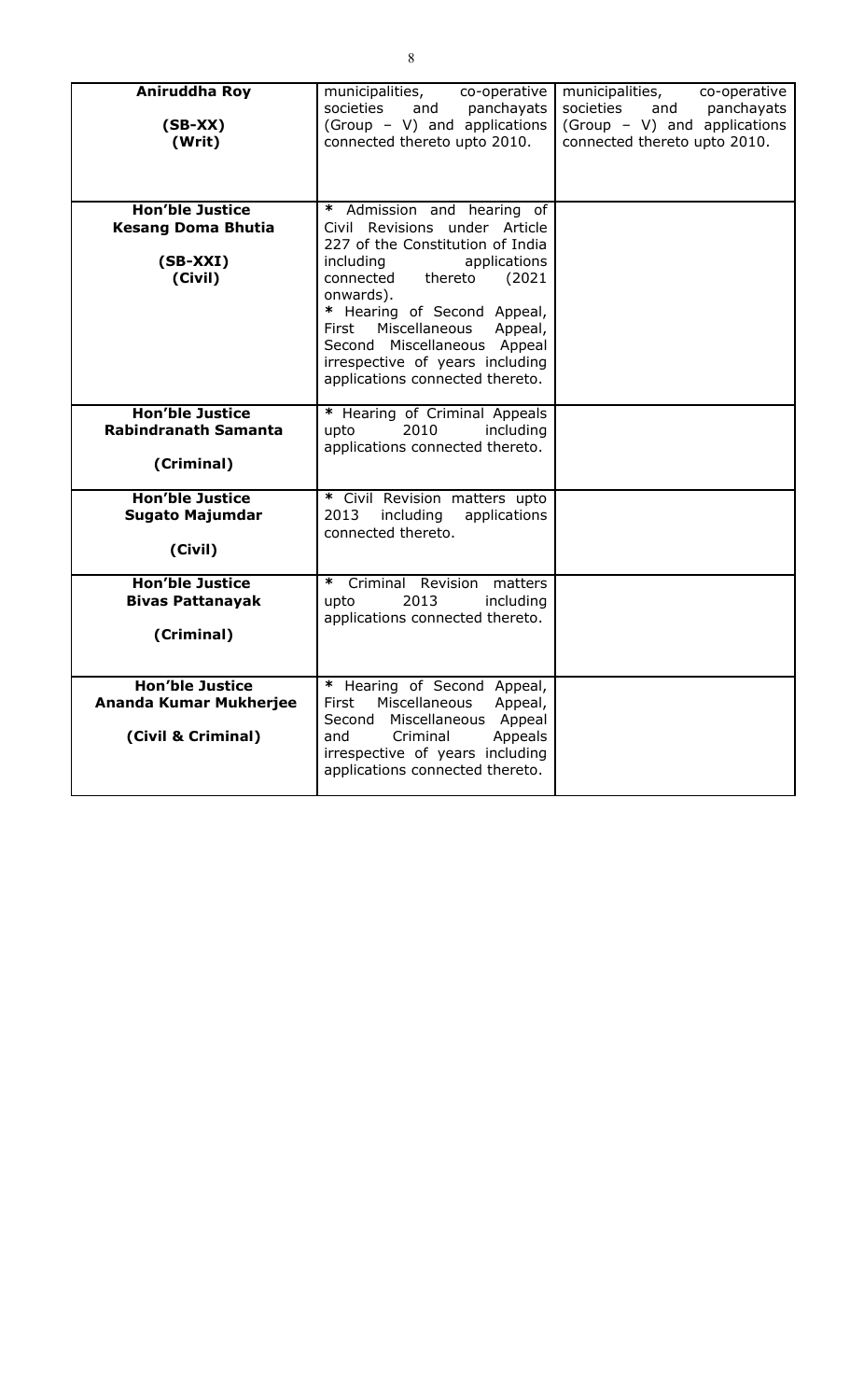| **Aniruddha Roy**<br><br>**(SB-XX)**<br>**(Writ)** | municipalities, co-operative societies and panchayats (Group – V) and applications connected thereto upto 2010. | municipalities, co-operative societies and panchayats (Group – V) and applications connected thereto upto 2010. |
|---|---|---|
| **Hon'ble Justice**<br>**Kesang Doma Bhutia**<br><br>**(SB-XXI)**<br>**(Civil)** | * Admission and hearing of Civil Revisions under Article 227 of the Constitution of India including applications connected thereto (2021 onwards).<br>* Hearing of Second Appeal, First Miscellaneous Appeal, Second Miscellaneous Appeal irrespective of years including applications connected thereto. | |
| **Hon'ble Justice**<br>**Rabindranath Samanta**<br><br>**(Criminal)** | * Hearing of Criminal Appeals upto 2010 including applications connected thereto. | |
| **Hon'ble Justice**<br>**Sugato Majumdar**<br><br>**(Civil)** | * Civil Revision matters upto 2013 including applications connected thereto. | |
| **Hon'ble Justice**<br>**Bivas Pattanayak**<br><br>**(Criminal)** | * Criminal Revision matters upto 2013 including applications connected thereto. | |
| **Hon'ble Justice**<br>**Ananda Kumar Mukherjee**<br><br>**(Civil & Criminal)** | * Hearing of Second Appeal, First Miscellaneous Appeal, Second Miscellaneous Appeal and Criminal Appeals irrespective of years including applications connected thereto. | |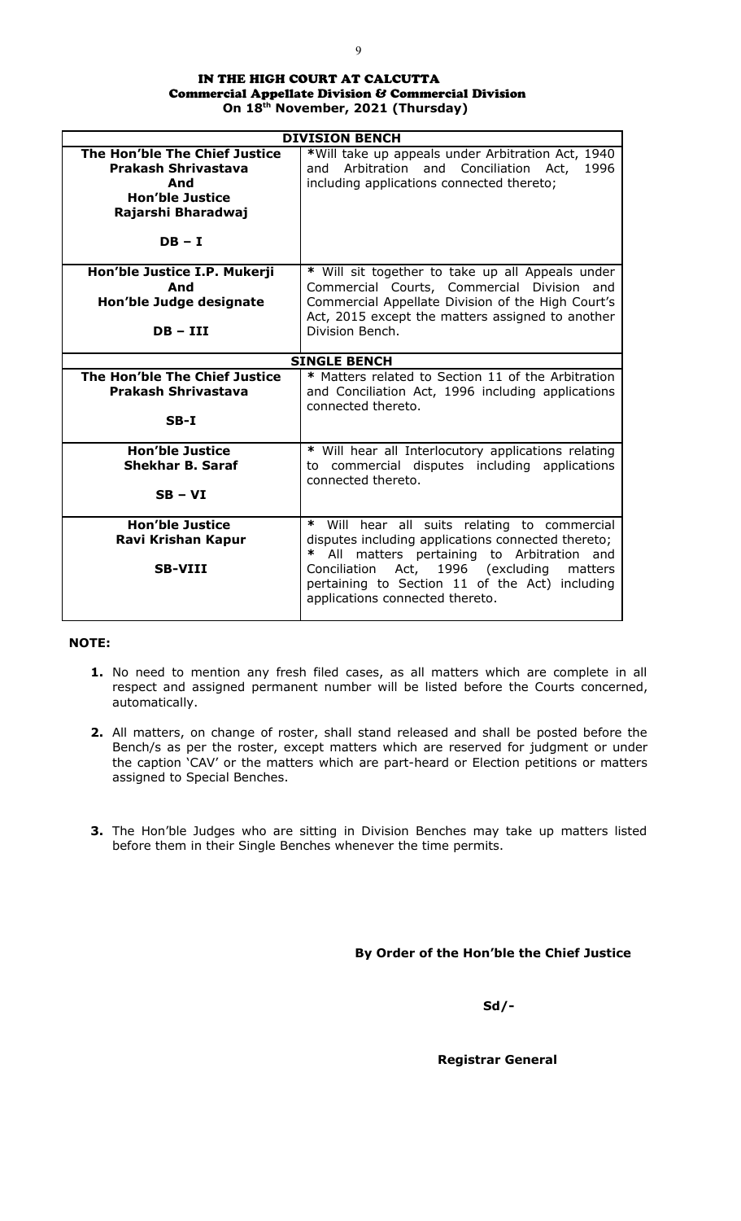# IN THE HIGH COURT AT CALCUTTA
## Commercial Appellate Division & Commercial Division
**On 18th November, 2021 (Thursday)**

| **DIVISION BENCH** | |
|---|---|
| **The Hon'ble The Chief Justice Prakash Shrivastava And Hon'ble Justice Rajarshi Bharadwaj**<br><br>**DB – I** | *Will take up appeals under Arbitration Act, 1940 and Arbitration and Conciliation Act, 1996 including applications connected thereto; |
| **Hon'ble Justice I.P. Mukerji And Hon'ble Judge designate**<br><br>**DB – III** | * Will sit together to take up all Appeals under Commercial Courts, Commercial Division and Commercial Appellate Division of the High Court's Act, 2015 except the matters assigned to another Division Bench. |
| **SINGLE BENCH** | |
| **The Hon'ble The Chief Justice Prakash Shrivastava**<br><br>**SB-I** | * Matters related to Section 11 of the Arbitration and Conciliation Act, 1996 including applications connected thereto. |
| **Hon'ble Justice Shekhar B. Saraf**<br><br>**SB – VI** | * Will hear all Interlocutory applications relating to commercial disputes including applications connected thereto. |
| **Hon'ble Justice Ravi Krishan Kapur**<br><br>**SB-VIII** | * Will hear all suits relating to commercial disputes including applications connected thereto;<br>* All matters pertaining to Arbitration and Conciliation Act, 1996 (excluding matters pertaining to Section 11 of the Act) including applications connected thereto. |

**NOTE:**

1. No need to mention any fresh filed cases, as all matters which are complete in all respect and assigned permanent number will be listed before the Courts concerned, automatically.

2. All matters, on change of roster, shall stand released and shall be posted before the Bench/s as per the roster, except matters which are reserved for judgment or under the caption 'CAV' or the matters which are part-heard or Election petitions or matters assigned to Special Benches.

3. The Hon'ble Judges who are sitting in Division Benches may take up matters listed before them in their Single Benches whenever the time permits.

**By Order of the Hon'ble the Chief Justice**

**Sd/-**

**Registrar General**